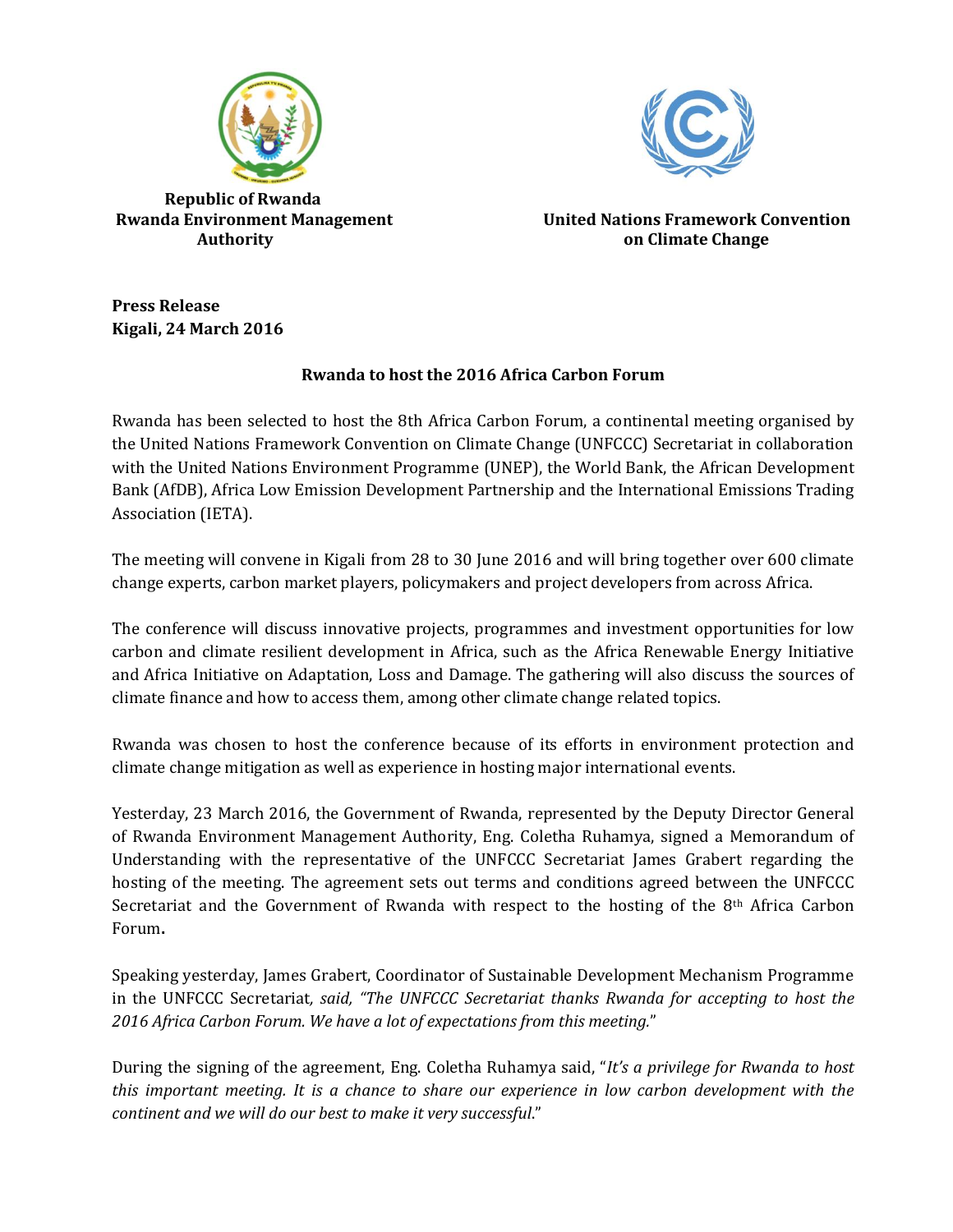**Republic of Rwanda**
**Rwanda Environment Management Authority**

**United Nations Framework Convention on Climate Change**

**Press Release**
**Kigali, 24 March 2016**

## Rwanda to host the 2016 Africa Carbon Forum

Rwanda has been selected to host the 8th Africa Carbon Forum, a continental meeting organised by the United Nations Framework Convention on Climate Change (UNFCCC) Secretariat in collaboration with the United Nations Environment Programme (UNEP), the World Bank, the African Development Bank (AfDB), Africa Low Emission Development Partnership and the International Emissions Trading Association (IETA).

The meeting will convene in Kigali from 28 to 30 June 2016 and will bring together over 600 climate change experts, carbon market players, policymakers and project developers from across Africa.

The conference will discuss innovative projects, programmes and investment opportunities for low carbon and climate resilient development in Africa, such as the Africa Renewable Energy Initiative and Africa Initiative on Adaptation, Loss and Damage. The gathering will also discuss the sources of climate finance and how to access them, among other climate change related topics.

Rwanda was chosen to host the conference because of its efforts in environment protection and climate change mitigation as well as experience in hosting major international events.

Yesterday, 23 March 2016, the Government of Rwanda, represented by the Deputy Director General of Rwanda Environment Management Authority, Eng. Coletha Ruhamya, signed a Memorandum of Understanding with the representative of the UNFCCC Secretariat James Grabert regarding the hosting of the meeting. The agreement sets out terms and conditions agreed between the UNFCCC Secretariat and the Government of Rwanda with respect to the hosting of the 8th Africa Carbon Forum**.**

Speaking yesterday, James Grabert, Coordinator of Sustainable Development Mechanism Programme in the UNFCCC Secretariat*, said, "The UNFCCC Secretariat thanks Rwanda for accepting to host the 2016 Africa Carbon Forum. We have a lot of expectations from this meeting.*"

During the signing of the agreement, Eng. Coletha Ruhamya said, "*It's a privilege for Rwanda to host this important meeting. It is a chance to share our experience in low carbon development with the continent and we will do our best to make it very successful*."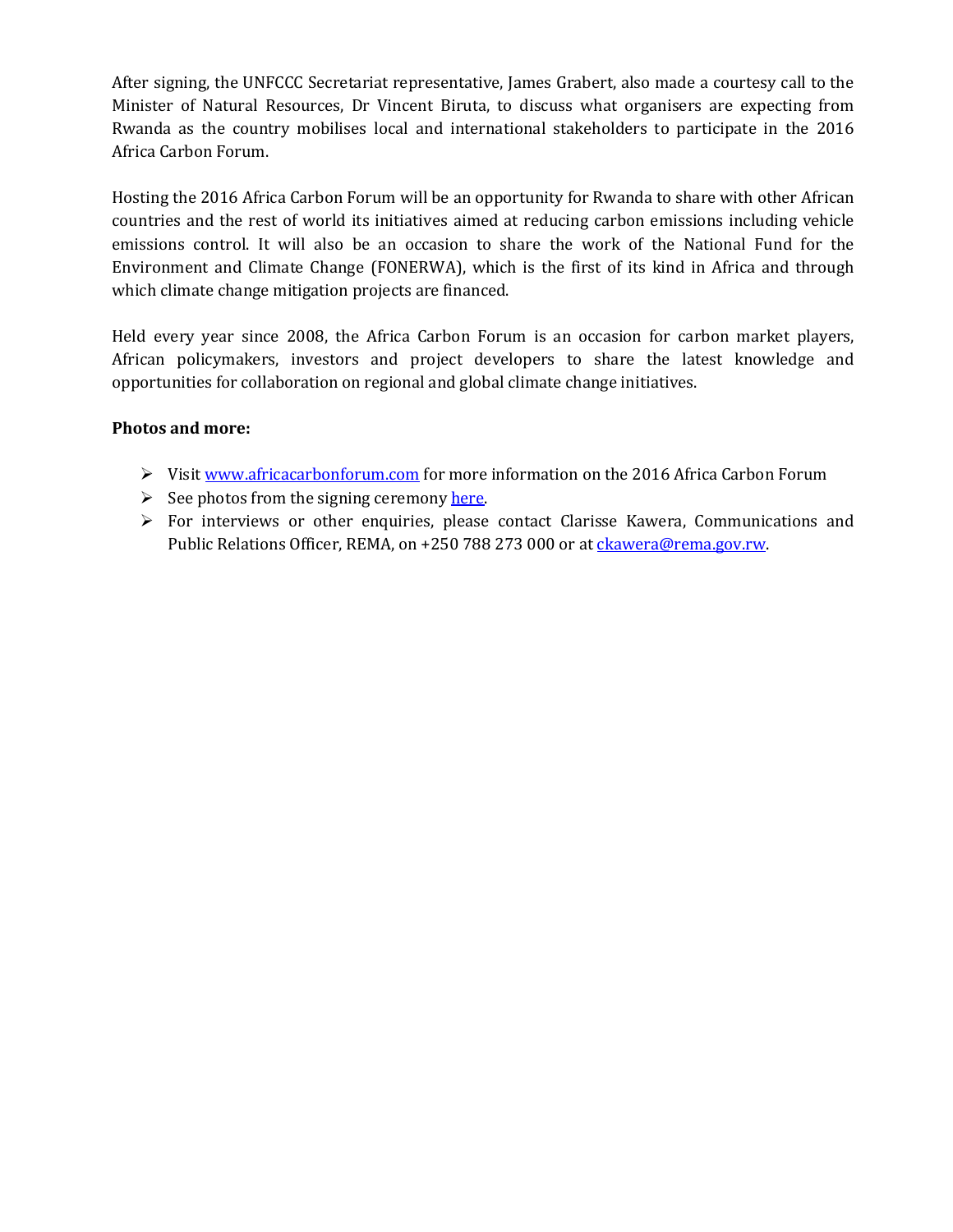After signing, the UNFCCC Secretariat representative, James Grabert, also made a courtesy call to the Minister of Natural Resources, Dr Vincent Biruta, to discuss what organisers are expecting from Rwanda as the country mobilises local and international stakeholders to participate in the 2016 Africa Carbon Forum.

Hosting the 2016 Africa Carbon Forum will be an opportunity for Rwanda to share with other African countries and the rest of world its initiatives aimed at reducing carbon emissions including vehicle emissions control. It will also be an occasion to share the work of the National Fund for the Environment and Climate Change (FONERWA), which is the first of its kind in Africa and through which climate change mitigation projects are financed.

Held every year since 2008, the Africa Carbon Forum is an occasion for carbon market players, African policymakers, investors and project developers to share the latest knowledge and opportunities for collaboration on regional and global climate change initiatives.

**Photos and more:**

- Visit www.africacarbonforum.com for more information on the 2016 Africa Carbon Forum
- See photos from the signing ceremony here.
- For interviews or other enquiries, please contact Clarisse Kawera, Communications and Public Relations Officer, REMA, on +250 788 273 000 or at ckawera@rema.gov.rw.